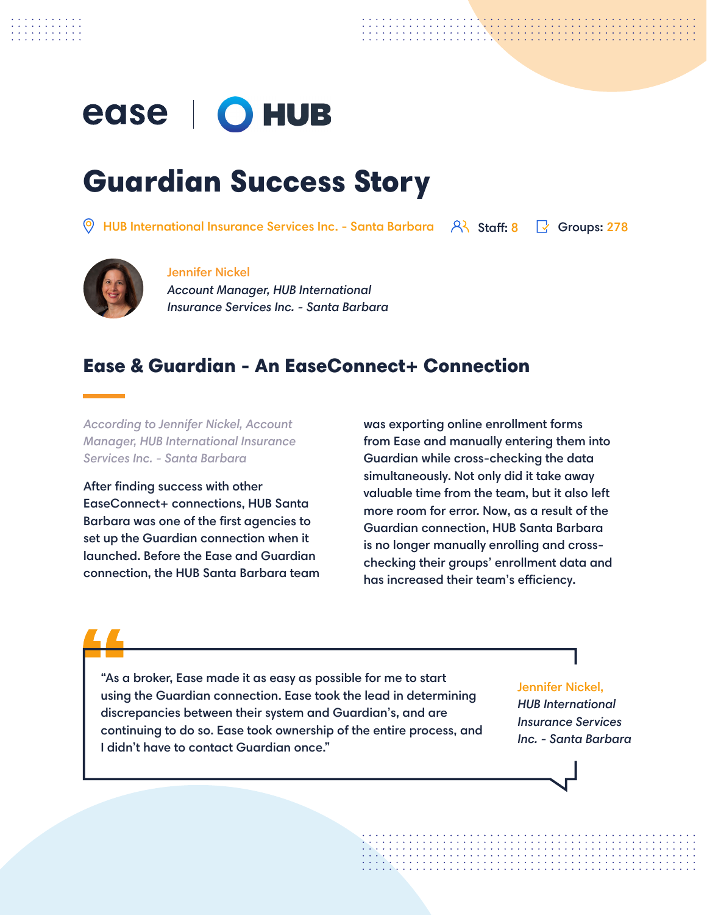ease | HUB

# Guardian Success Story

HUB International Insurance Services Inc. - Santa Barbara | Staff: 8 | Groups: 278

Jennifer Nickel
*Account Manager, HUB International Insurance Services Inc. - Santa Barbara*

## Ease & Guardian - An EaseConnect+ Connection

*According to Jennifer Nickel, Account Manager, HUB International Insurance Services Inc. - Santa Barbara*

After finding success with other EaseConnect+ connections, HUB Santa Barbara was one of the first agencies to set up the Guardian connection when it launched. Before the Ease and Guardian connection, the HUB Santa Barbara team was exporting online enrollment forms from Ease and manually entering them into Guardian while cross-checking the data simultaneously. Not only did it take away valuable time from the team, but it also left more room for error. Now, as a result of the Guardian connection, HUB Santa Barbara is no longer manually enrolling and cross-checking their groups' enrollment data and has increased their team's efficiency.

> "As a broker, Ease made it as easy as possible for me to start using the Guardian connection. Ease took the lead in determining discrepancies between their system and Guardian's, and are continuing to do so. Ease took ownership of the entire process, and I didn't have to contact Guardian once."
>
> Jennifer Nickel, *HUB International Insurance Services Inc. - Santa Barbara*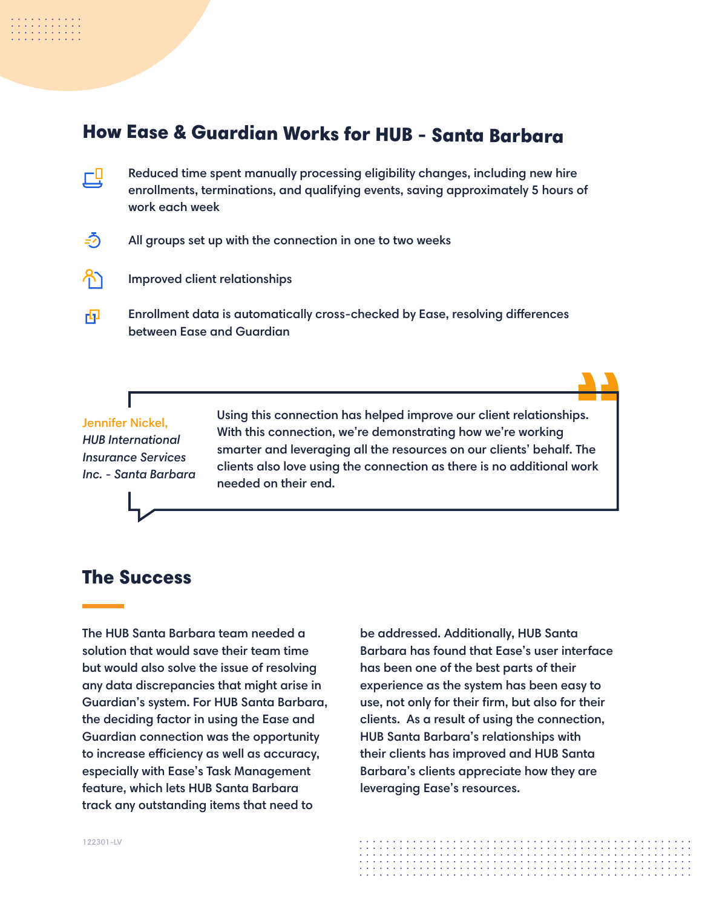## How Ease & Guardian Works for HUB - Santa Barbara

- Reduced time spent manually processing eligibility changes, including new hire enrollments, terminations, and qualifying events, saving approximately 5 hours of work each week
- All groups set up with the connection in one to two weeks
- Improved client relationships
- Enrollment data is automatically cross-checked by Ease, resolving differences between Ease and Guardian

> Using this connection has helped improve our client relationships. With this connection, we're demonstrating how we're working smarter and leveraging all the resources on our clients' behalf. The clients also love using the connection as there is no additional work needed on their end.
>
> — Jennifer Nickel, *HUB International Insurance Services Inc. - Santa Barbara*

## The Success

The HUB Santa Barbara team needed a solution that would save their team time but would also solve the issue of resolving any data discrepancies that might arise in Guardian's system. For HUB Santa Barbara, the deciding factor in using the Ease and Guardian connection was the opportunity to increase efficiency as well as accuracy, especially with Ease's Task Management feature, which lets HUB Santa Barbara track any outstanding items that need to be addressed. Additionally, HUB Santa Barbara has found that Ease's user interface has been one of the best parts of their experience as the system has been easy to use, not only for their firm, but also for their clients. As a result of using the connection, HUB Santa Barbara's relationships with their clients has improved and HUB Santa Barbara's clients appreciate how they are leveraging Ease's resources.

122301-LV